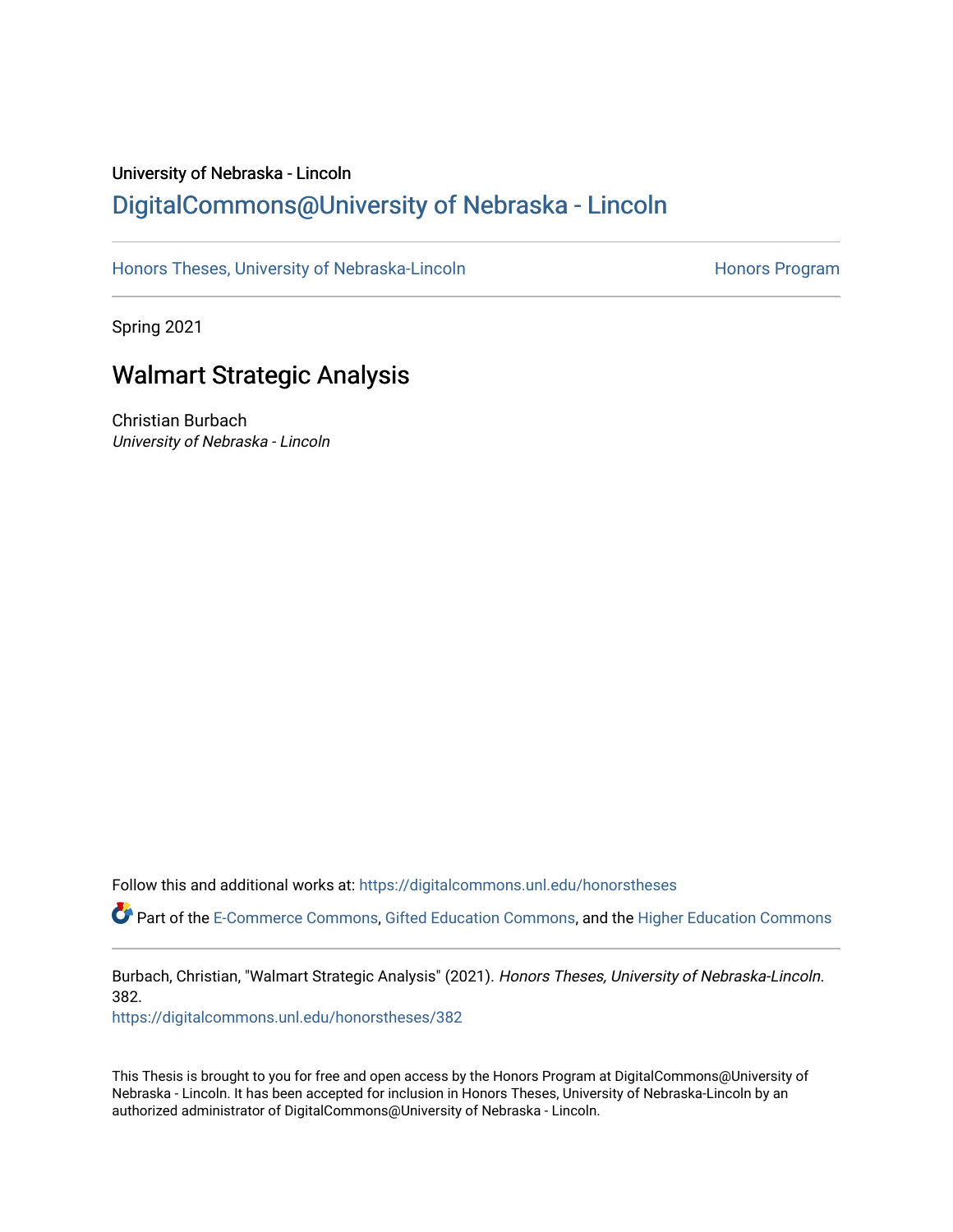University of Nebraska - Lincoln

# DigitalCommons@University of Nebraska - Lincoln

Honors Theses, University of Nebraska-Lincoln | Honors Program

Spring 2021

## Walmart Strategic Analysis

Christian Burbach
*University of Nebraska - Lincoln*

Follow this and additional works at: https://digitalcommons.unl.edu/honorstheses

Part of the E-Commerce Commons, Gifted Education Commons, and the Higher Education Commons

Burbach, Christian, "Walmart Strategic Analysis" (2021). *Honors Theses, University of Nebraska-Lincoln*. 382.
https://digitalcommons.unl.edu/honorstheses/382

This Thesis is brought to you for free and open access by the Honors Program at DigitalCommons@University of Nebraska - Lincoln. It has been accepted for inclusion in Honors Theses, University of Nebraska-Lincoln by an authorized administrator of DigitalCommons@University of Nebraska - Lincoln.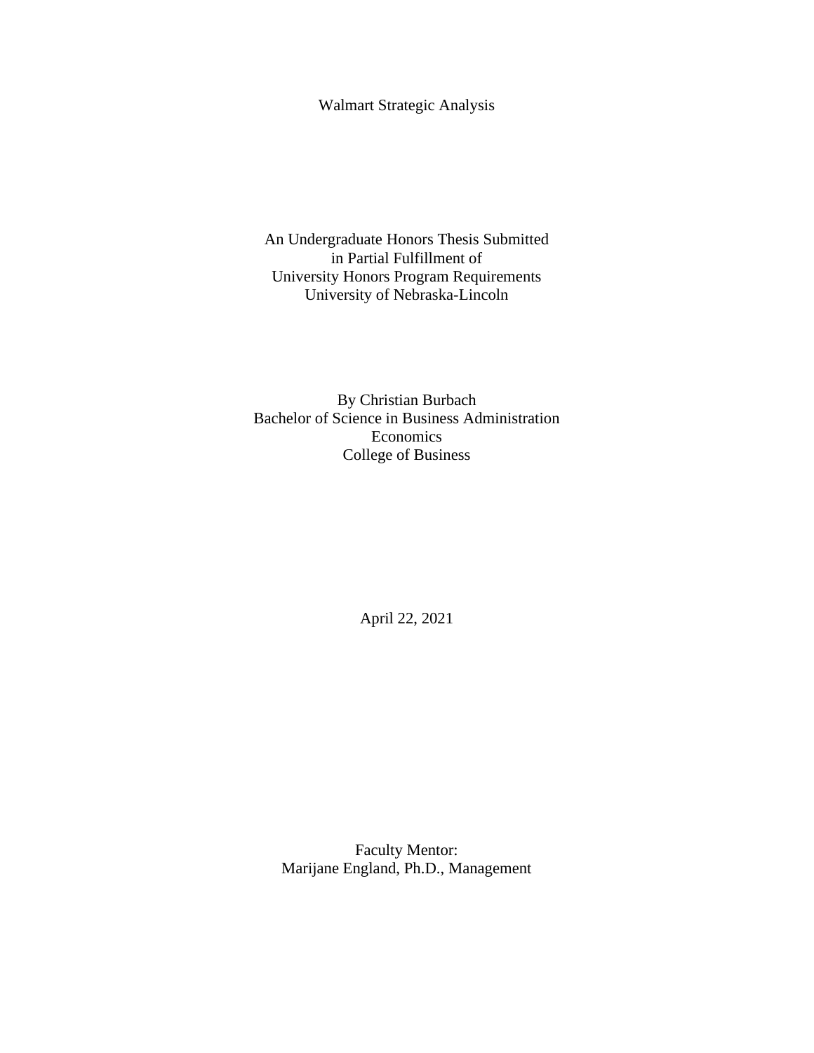# Walmart Strategic Analysis

An Undergraduate Honors Thesis Submitted
in Partial Fulfillment of
University Honors Program Requirements
University of Nebraska-Lincoln

By Christian Burbach
Bachelor of Science in Business Administration
Economics
College of Business

April 22, 2021

Faculty Mentor:
Marijane England, Ph.D., Management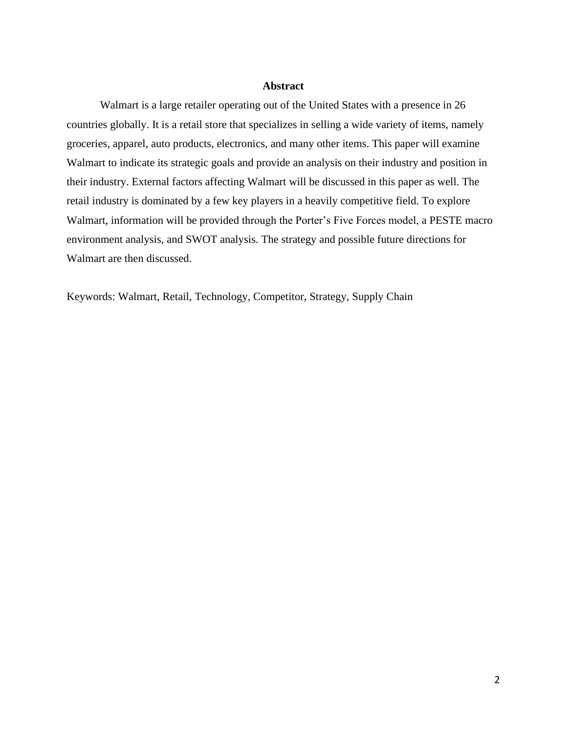# Abstract

Walmart is a large retailer operating out of the United States with a presence in 26 countries globally. It is a retail store that specializes in selling a wide variety of items, namely groceries, apparel, auto products, electronics, and many other items. This paper will examine Walmart to indicate its strategic goals and provide an analysis on their industry and position in their industry. External factors affecting Walmart will be discussed in this paper as well. The retail industry is dominated by a few key players in a heavily competitive field. To explore Walmart, information will be provided through the Porter's Five Forces model, a PESTE macro environment analysis, and SWOT analysis. The strategy and possible future directions for Walmart are then discussed.

Keywords: Walmart, Retail, Technology, Competitor, Strategy, Supply Chain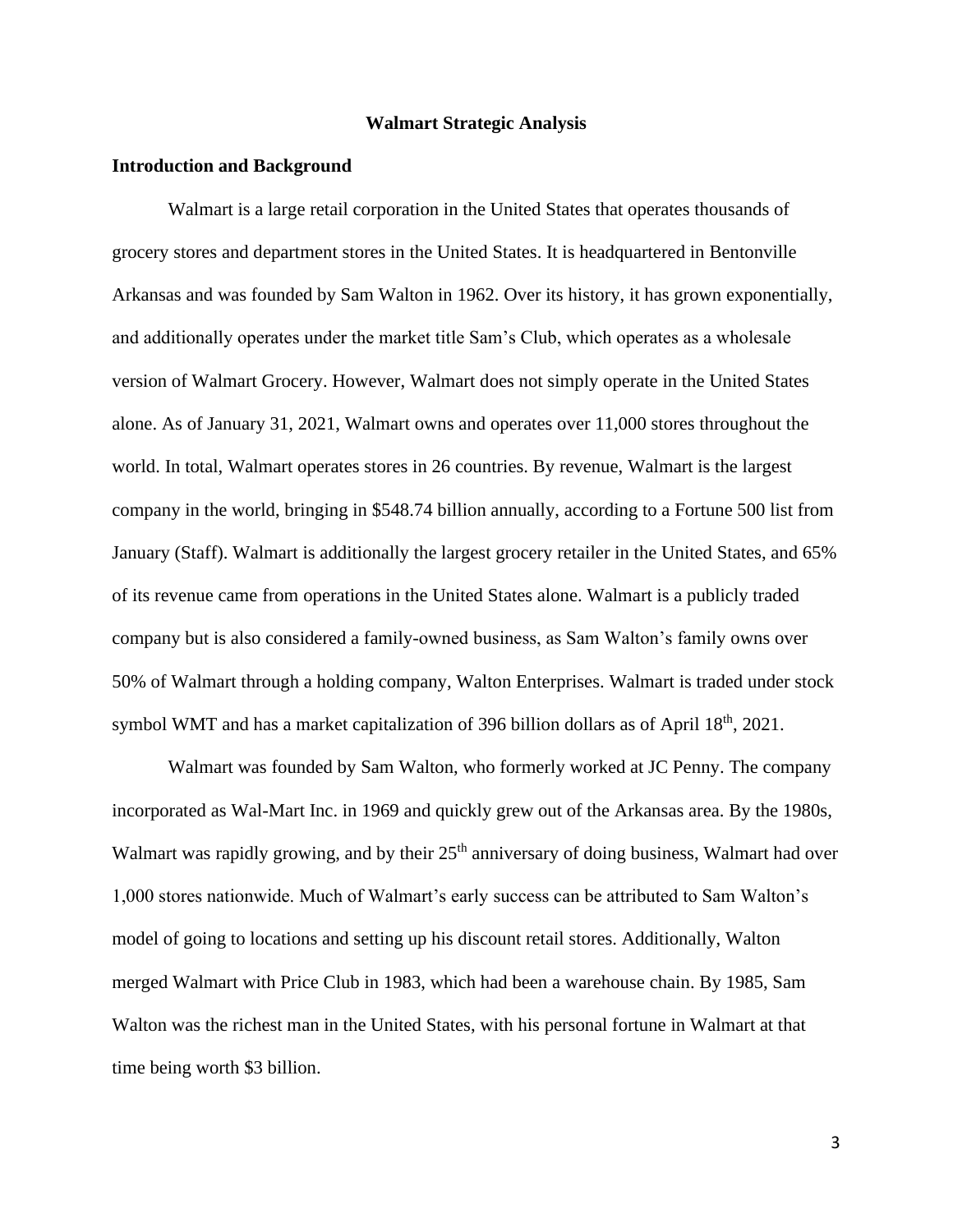# Walmart Strategic Analysis

## Introduction and Background

Walmart is a large retail corporation in the United States that operates thousands of grocery stores and department stores in the United States. It is headquartered in Bentonville Arkansas and was founded by Sam Walton in 1962. Over its history, it has grown exponentially, and additionally operates under the market title Sam's Club, which operates as a wholesale version of Walmart Grocery. However, Walmart does not simply operate in the United States alone. As of January 31, 2021, Walmart owns and operates over 11,000 stores throughout the world. In total, Walmart operates stores in 26 countries. By revenue, Walmart is the largest company in the world, bringing in $548.74 billion annually, according to a Fortune 500 list from January (Staff). Walmart is additionally the largest grocery retailer in the United States, and 65% of its revenue came from operations in the United States alone. Walmart is a publicly traded company but is also considered a family-owned business, as Sam Walton's family owns over 50% of Walmart through a holding company, Walton Enterprises. Walmart is traded under stock symbol WMT and has a market capitalization of 396 billion dollars as of April 18th, 2021.

Walmart was founded by Sam Walton, who formerly worked at JC Penny. The company incorporated as Wal-Mart Inc. in 1969 and quickly grew out of the Arkansas area. By the 1980s, Walmart was rapidly growing, and by their 25th anniversary of doing business, Walmart had over 1,000 stores nationwide. Much of Walmart's early success can be attributed to Sam Walton's model of going to locations and setting up his discount retail stores. Additionally, Walton merged Walmart with Price Club in 1983, which had been a warehouse chain. By 1985, Sam Walton was the richest man in the United States, with his personal fortune in Walmart at that time being worth $3 billion.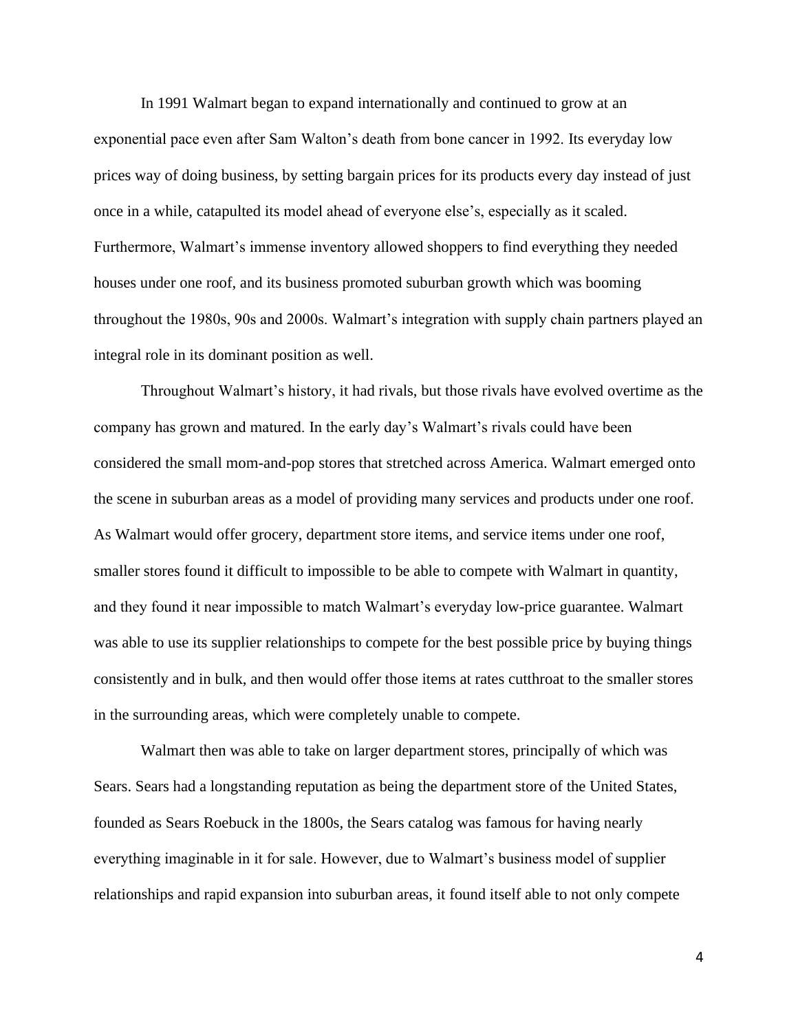In 1991 Walmart began to expand internationally and continued to grow at an exponential pace even after Sam Walton's death from bone cancer in 1992. Its everyday low prices way of doing business, by setting bargain prices for its products every day instead of just once in a while, catapulted its model ahead of everyone else's, especially as it scaled. Furthermore, Walmart's immense inventory allowed shoppers to find everything they needed houses under one roof, and its business promoted suburban growth which was booming throughout the 1980s, 90s and 2000s. Walmart's integration with supply chain partners played an integral role in its dominant position as well.

Throughout Walmart's history, it had rivals, but those rivals have evolved overtime as the company has grown and matured. In the early day's Walmart's rivals could have been considered the small mom-and-pop stores that stretched across America. Walmart emerged onto the scene in suburban areas as a model of providing many services and products under one roof. As Walmart would offer grocery, department store items, and service items under one roof, smaller stores found it difficult to impossible to be able to compete with Walmart in quantity, and they found it near impossible to match Walmart's everyday low-price guarantee. Walmart was able to use its supplier relationships to compete for the best possible price by buying things consistently and in bulk, and then would offer those items at rates cutthroat to the smaller stores in the surrounding areas, which were completely unable to compete.

Walmart then was able to take on larger department stores, principally of which was Sears. Sears had a longstanding reputation as being the department store of the United States, founded as Sears Roebuck in the 1800s, the Sears catalog was famous for having nearly everything imaginable in it for sale. However, due to Walmart's business model of supplier relationships and rapid expansion into suburban areas, it found itself able to not only compete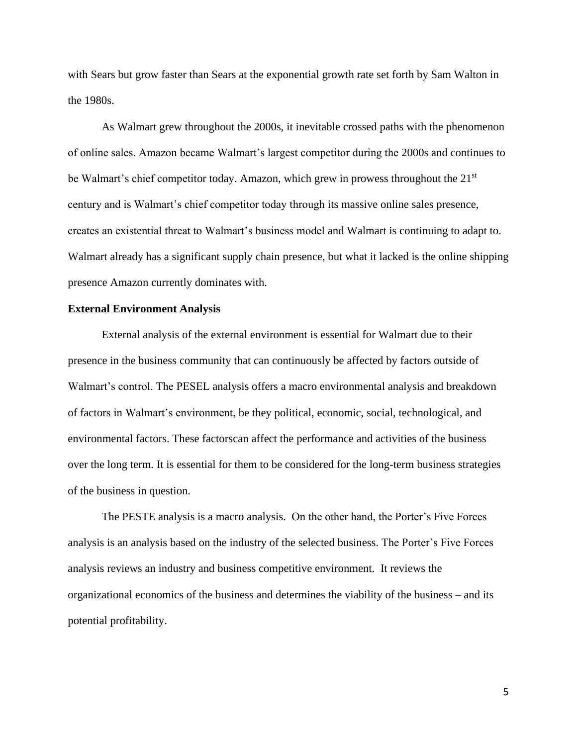with Sears but grow faster than Sears at the exponential growth rate set forth by Sam Walton in the 1980s.

As Walmart grew throughout the 2000s, it inevitable crossed paths with the phenomenon of online sales. Amazon became Walmart's largest competitor during the 2000s and continues to be Walmart's chief competitor today. Amazon, which grew in prowess throughout the 21st century and is Walmart's chief competitor today through its massive online sales presence, creates an existential threat to Walmart's business model and Walmart is continuing to adapt to. Walmart already has a significant supply chain presence, but what it lacked is the online shipping presence Amazon currently dominates with.

**External Environment Analysis**

External analysis of the external environment is essential for Walmart due to their presence in the business community that can continuously be affected by factors outside of Walmart's control. The PESEL analysis offers a macro environmental analysis and breakdown of factors in Walmart's environment, be they political, economic, social, technological, and environmental factors. These factorscan affect the performance and activities of the business over the long term. It is essential for them to be considered for the long-term business strategies of the business in question.

The PESTE analysis is a macro analysis. On the other hand, the Porter's Five Forces analysis is an analysis based on the industry of the selected business. The Porter's Five Forces analysis reviews an industry and business competitive environment. It reviews the organizational economics of the business and determines the viability of the business – and its potential profitability.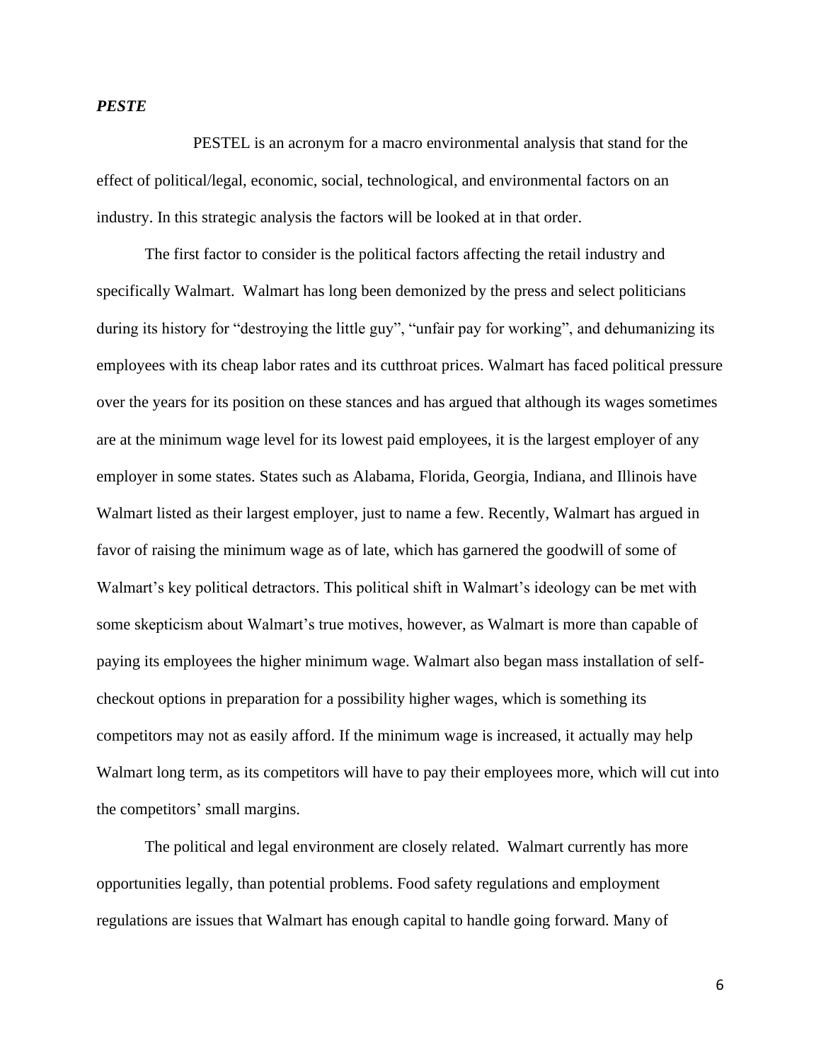***PESTE***

PESTEL is an acronym for a macro environmental analysis that stand for the effect of political/legal, economic, social, technological, and environmental factors on an industry. In this strategic analysis the factors will be looked at in that order.

The first factor to consider is the political factors affecting the retail industry and specifically Walmart. Walmart has long been demonized by the press and select politicians during its history for "destroying the little guy", "unfair pay for working", and dehumanizing its employees with its cheap labor rates and its cutthroat prices. Walmart has faced political pressure over the years for its position on these stances and has argued that although its wages sometimes are at the minimum wage level for its lowest paid employees, it is the largest employer of any employer in some states. States such as Alabama, Florida, Georgia, Indiana, and Illinois have Walmart listed as their largest employer, just to name a few. Recently, Walmart has argued in favor of raising the minimum wage as of late, which has garnered the goodwill of some of Walmart's key political detractors. This political shift in Walmart's ideology can be met with some skepticism about Walmart's true motives, however, as Walmart is more than capable of paying its employees the higher minimum wage. Walmart also began mass installation of self-checkout options in preparation for a possibility higher wages, which is something its competitors may not as easily afford. If the minimum wage is increased, it actually may help Walmart long term, as its competitors will have to pay their employees more, which will cut into the competitors' small margins.

The political and legal environment are closely related. Walmart currently has more opportunities legally, than potential problems. Food safety regulations and employment regulations are issues that Walmart has enough capital to handle going forward. Many of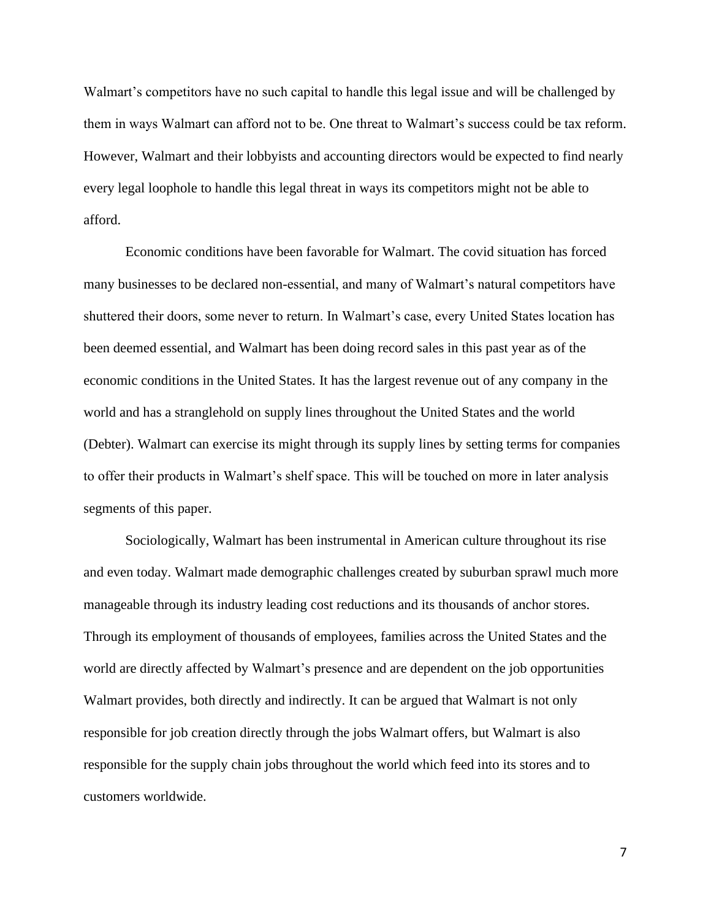Walmart's competitors have no such capital to handle this legal issue and will be challenged by them in ways Walmart can afford not to be. One threat to Walmart's success could be tax reform. However, Walmart and their lobbyists and accounting directors would be expected to find nearly every legal loophole to handle this legal threat in ways its competitors might not be able to afford.

Economic conditions have been favorable for Walmart. The covid situation has forced many businesses to be declared non-essential, and many of Walmart's natural competitors have shuttered their doors, some never to return. In Walmart's case, every United States location has been deemed essential, and Walmart has been doing record sales in this past year as of the economic conditions in the United States. It has the largest revenue out of any company in the world and has a stranglehold on supply lines throughout the United States and the world (Debter). Walmart can exercise its might through its supply lines by setting terms for companies to offer their products in Walmart's shelf space. This will be touched on more in later analysis segments of this paper.

Sociologically, Walmart has been instrumental in American culture throughout its rise and even today. Walmart made demographic challenges created by suburban sprawl much more manageable through its industry leading cost reductions and its thousands of anchor stores. Through its employment of thousands of employees, families across the United States and the world are directly affected by Walmart's presence and are dependent on the job opportunities Walmart provides, both directly and indirectly. It can be argued that Walmart is not only responsible for job creation directly through the jobs Walmart offers, but Walmart is also responsible for the supply chain jobs throughout the world which feed into its stores and to customers worldwide.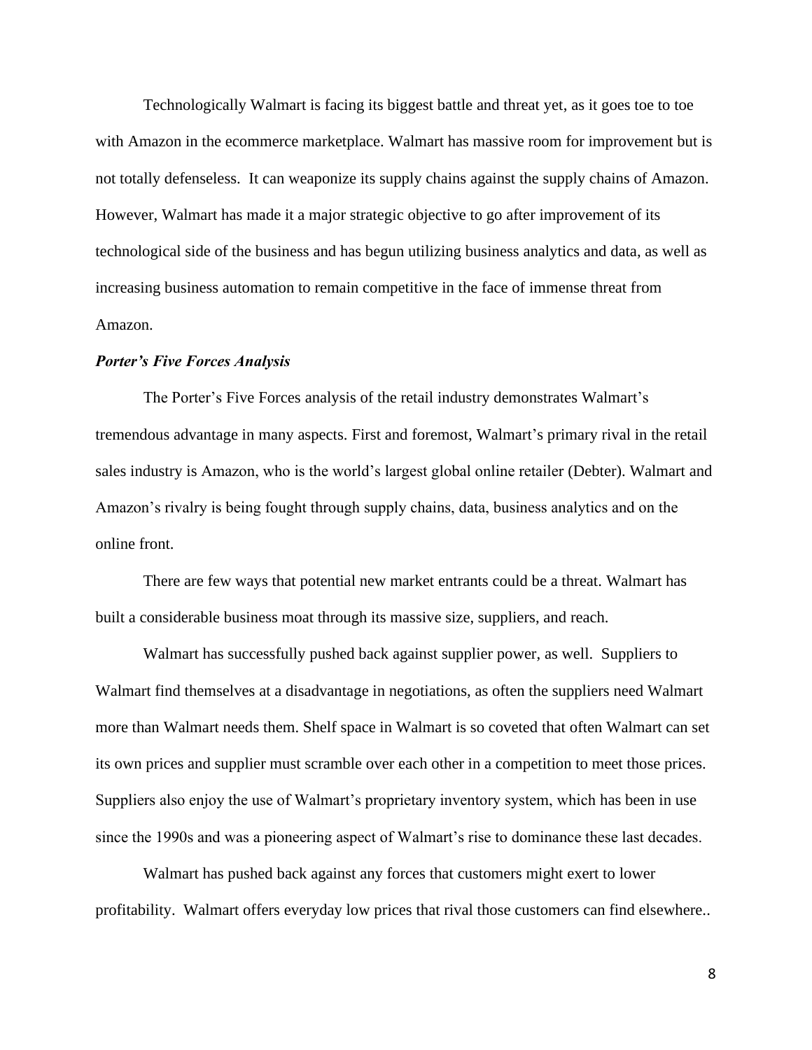Technologically Walmart is facing its biggest battle and threat yet, as it goes toe to toe with Amazon in the ecommerce marketplace. Walmart has massive room for improvement but is not totally defenseless. It can weaponize its supply chains against the supply chains of Amazon. However, Walmart has made it a major strategic objective to go after improvement of its technological side of the business and has begun utilizing business analytics and data, as well as increasing business automation to remain competitive in the face of immense threat from Amazon.

***Porter's Five Forces Analysis***

The Porter's Five Forces analysis of the retail industry demonstrates Walmart's tremendous advantage in many aspects. First and foremost, Walmart's primary rival in the retail sales industry is Amazon, who is the world's largest global online retailer (Debter). Walmart and Amazon's rivalry is being fought through supply chains, data, business analytics and on the online front.

There are few ways that potential new market entrants could be a threat. Walmart has built a considerable business moat through its massive size, suppliers, and reach.

Walmart has successfully pushed back against supplier power, as well. Suppliers to Walmart find themselves at a disadvantage in negotiations, as often the suppliers need Walmart more than Walmart needs them. Shelf space in Walmart is so coveted that often Walmart can set its own prices and supplier must scramble over each other in a competition to meet those prices. Suppliers also enjoy the use of Walmart's proprietary inventory system, which has been in use since the 1990s and was a pioneering aspect of Walmart's rise to dominance these last decades.

Walmart has pushed back against any forces that customers might exert to lower profitability. Walmart offers everyday low prices that rival those customers can find elsewhere..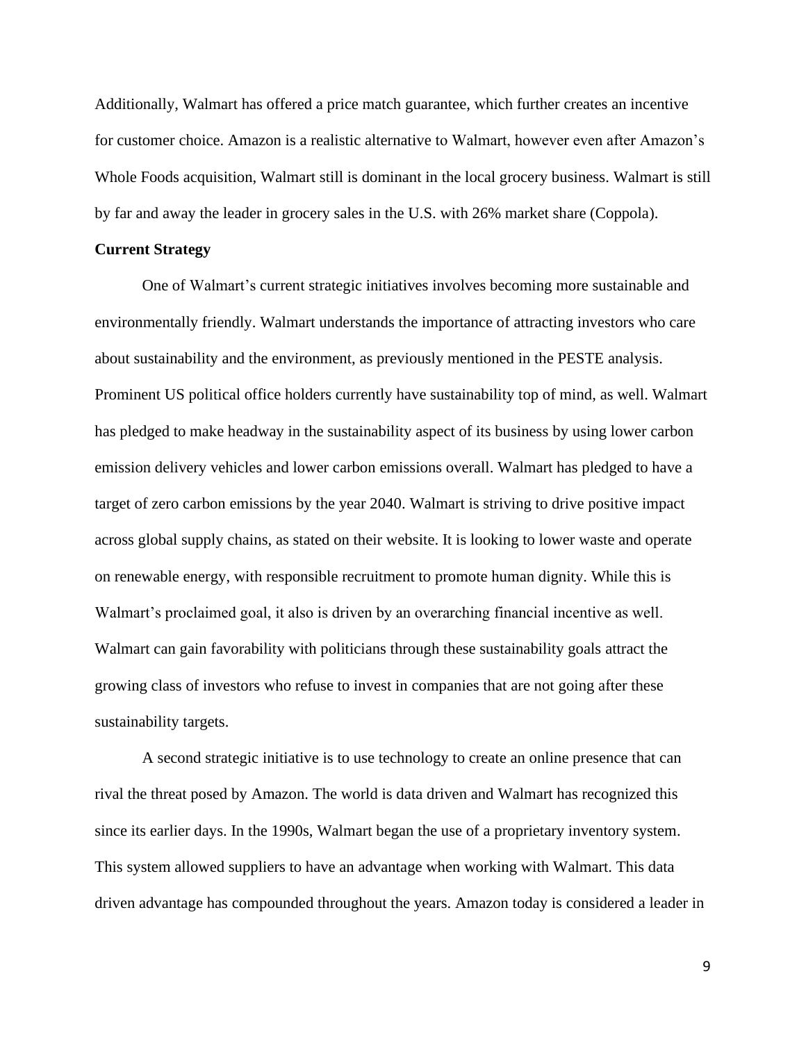Additionally, Walmart has offered a price match guarantee, which further creates an incentive for customer choice. Amazon is a realistic alternative to Walmart, however even after Amazon's Whole Foods acquisition, Walmart still is dominant in the local grocery business. Walmart is still by far and away the leader in grocery sales in the U.S. with 26% market share (Coppola).

**Current Strategy**

One of Walmart's current strategic initiatives involves becoming more sustainable and environmentally friendly. Walmart understands the importance of attracting investors who care about sustainability and the environment, as previously mentioned in the PESTE analysis. Prominent US political office holders currently have sustainability top of mind, as well. Walmart has pledged to make headway in the sustainability aspect of its business by using lower carbon emission delivery vehicles and lower carbon emissions overall. Walmart has pledged to have a target of zero carbon emissions by the year 2040. Walmart is striving to drive positive impact across global supply chains, as stated on their website. It is looking to lower waste and operate on renewable energy, with responsible recruitment to promote human dignity. While this is Walmart's proclaimed goal, it also is driven by an overarching financial incentive as well. Walmart can gain favorability with politicians through these sustainability goals attract the growing class of investors who refuse to invest in companies that are not going after these sustainability targets.

A second strategic initiative is to use technology to create an online presence that can rival the threat posed by Amazon. The world is data driven and Walmart has recognized this since its earlier days. In the 1990s, Walmart began the use of a proprietary inventory system. This system allowed suppliers to have an advantage when working with Walmart. This data driven advantage has compounded throughout the years. Amazon today is considered a leader in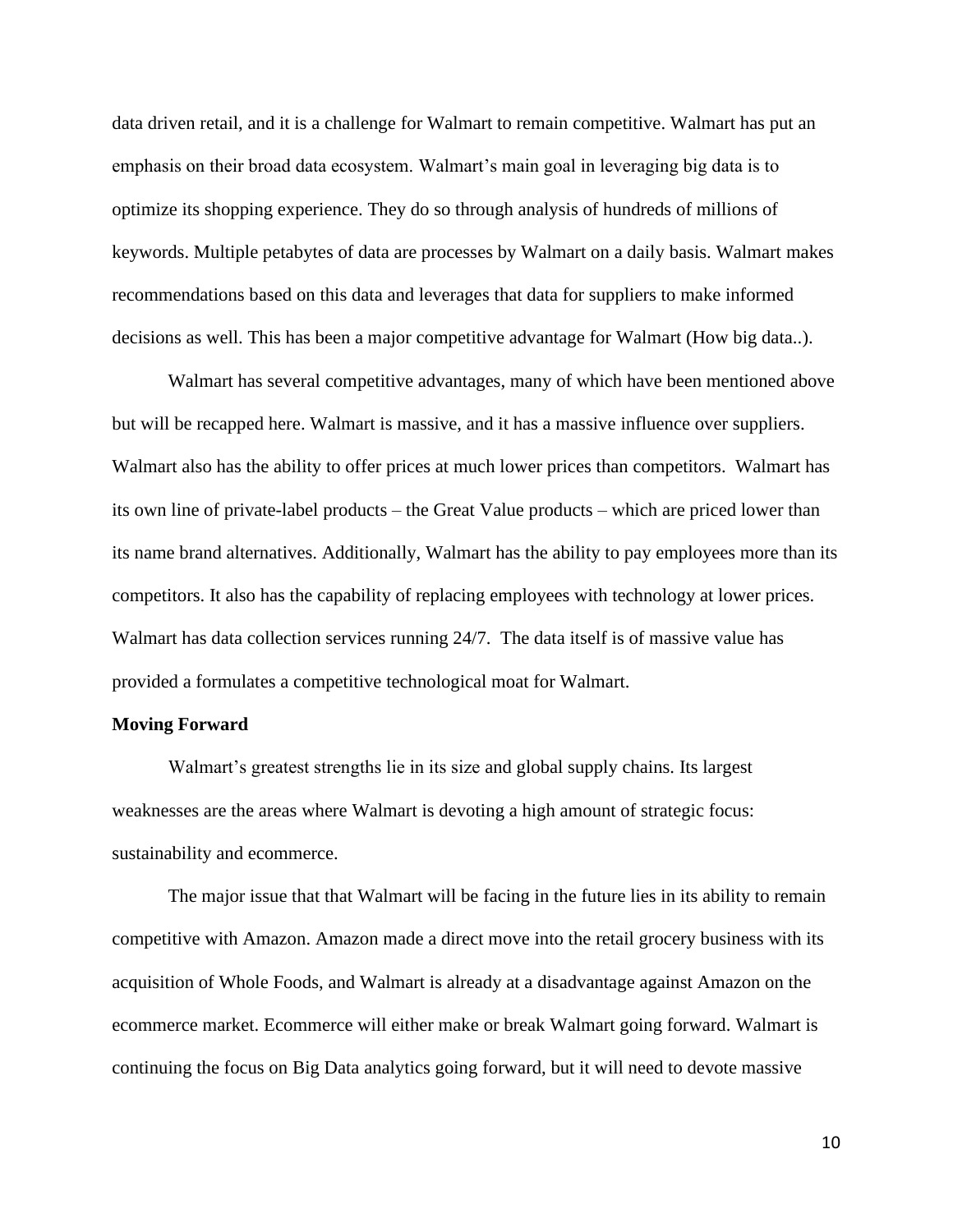data driven retail, and it is a challenge for Walmart to remain competitive. Walmart has put an emphasis on their broad data ecosystem. Walmart's main goal in leveraging big data is to optimize its shopping experience. They do so through analysis of hundreds of millions of keywords. Multiple petabytes of data are processes by Walmart on a daily basis. Walmart makes recommendations based on this data and leverages that data for suppliers to make informed decisions as well. This has been a major competitive advantage for Walmart (How big data..).

Walmart has several competitive advantages, many of which have been mentioned above but will be recapped here. Walmart is massive, and it has a massive influence over suppliers. Walmart also has the ability to offer prices at much lower prices than competitors. Walmart has its own line of private-label products – the Great Value products – which are priced lower than its name brand alternatives. Additionally, Walmart has the ability to pay employees more than its competitors. It also has the capability of replacing employees with technology at lower prices. Walmart has data collection services running 24/7. The data itself is of massive value has provided a formulates a competitive technological moat for Walmart.

**Moving Forward**

Walmart's greatest strengths lie in its size and global supply chains. Its largest weaknesses are the areas where Walmart is devoting a high amount of strategic focus: sustainability and ecommerce.

The major issue that that Walmart will be facing in the future lies in its ability to remain competitive with Amazon. Amazon made a direct move into the retail grocery business with its acquisition of Whole Foods, and Walmart is already at a disadvantage against Amazon on the ecommerce market. Ecommerce will either make or break Walmart going forward. Walmart is continuing the focus on Big Data analytics going forward, but it will need to devote massive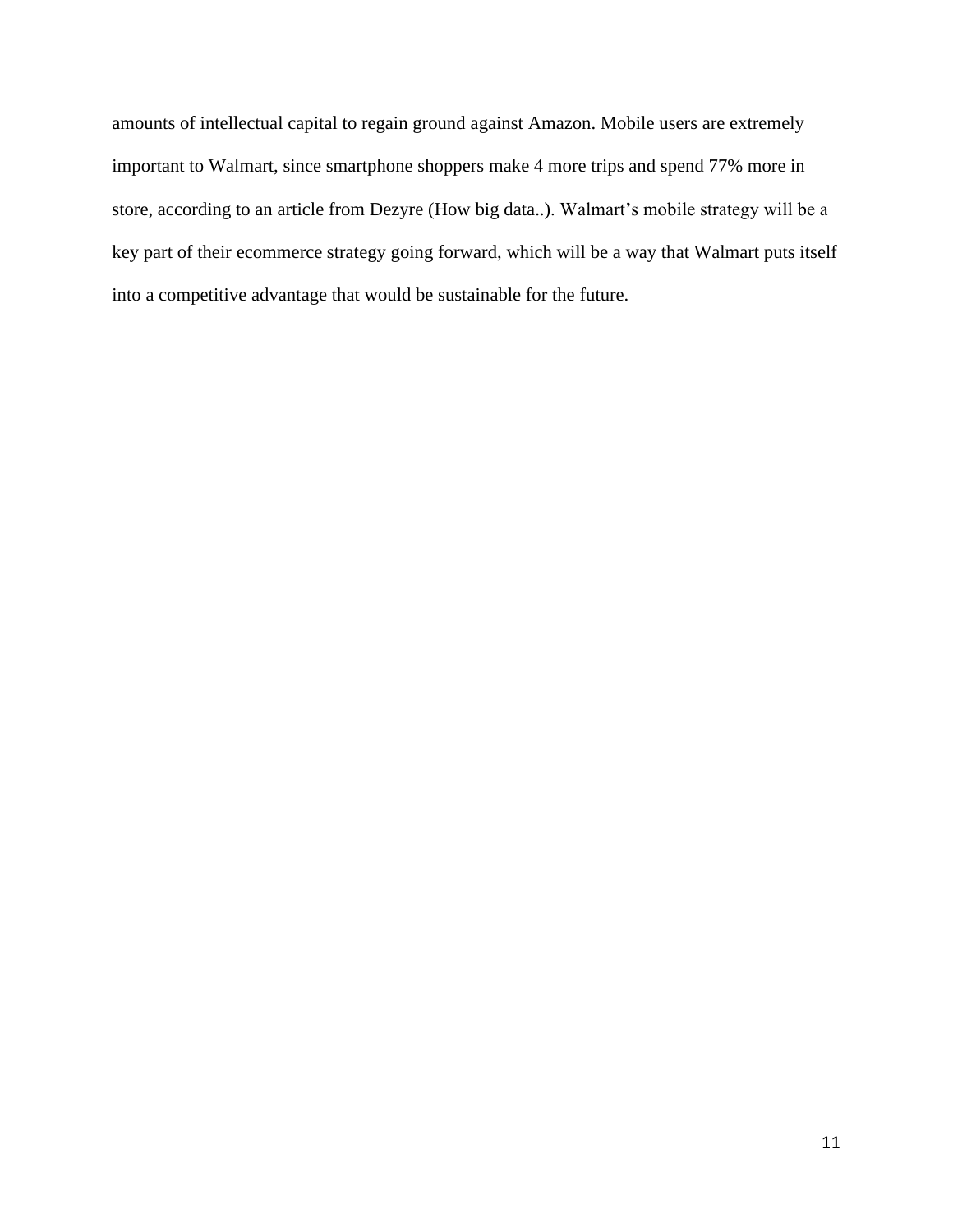amounts of intellectual capital to regain ground against Amazon. Mobile users are extremely important to Walmart, since smartphone shoppers make 4 more trips and spend 77% more in store, according to an article from Dezyre (How big data..). Walmart's mobile strategy will be a key part of their ecommerce strategy going forward, which will be a way that Walmart puts itself into a competitive advantage that would be sustainable for the future.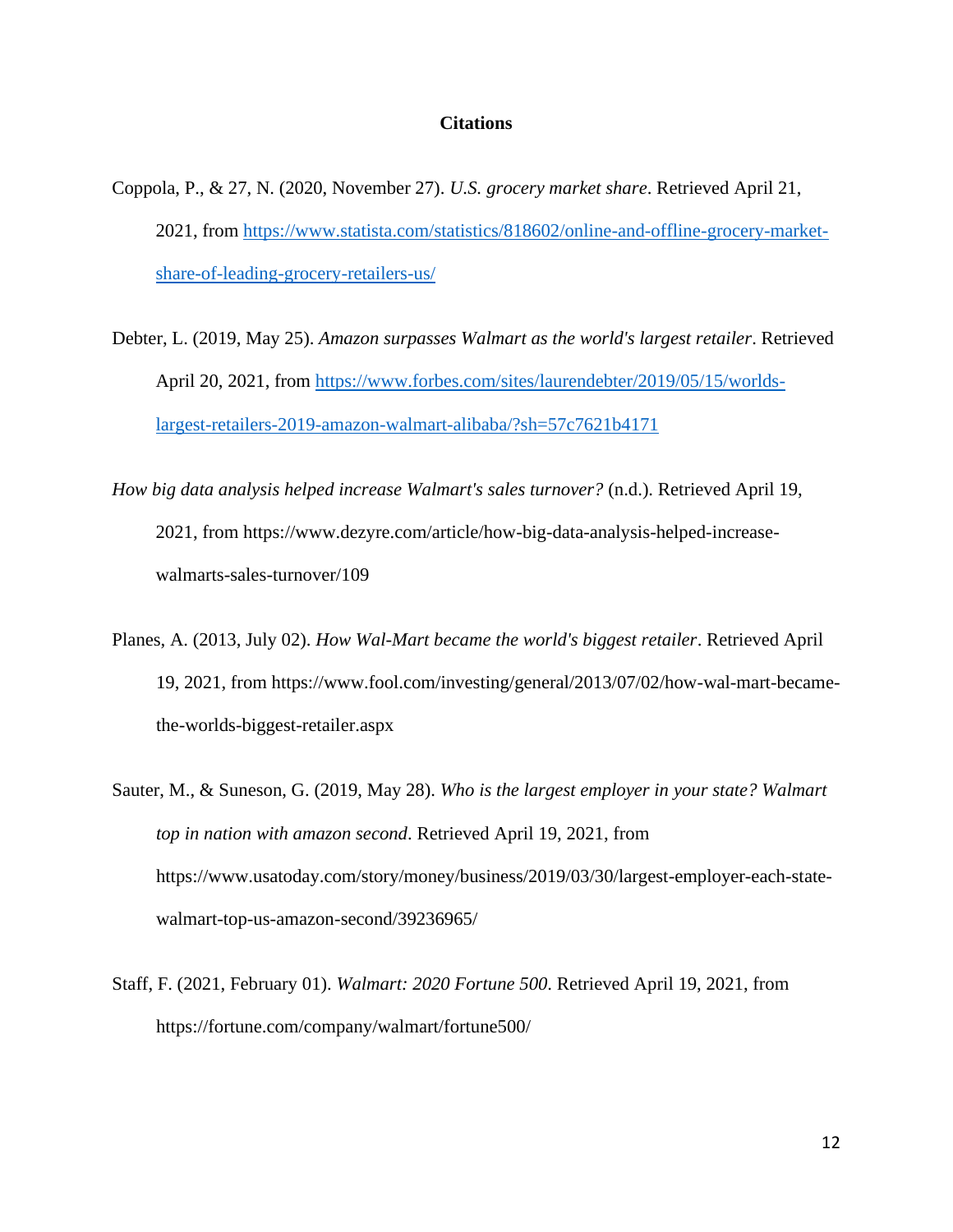**Citations**

Coppola, P., & 27, N. (2020, November 27). *U.S. grocery market share*. Retrieved April 21, 2021, from https://www.statista.com/statistics/818602/online-and-offline-grocery-market-share-of-leading-grocery-retailers-us/

Debter, L. (2019, May 25). *Amazon surpasses Walmart as the world's largest retailer*. Retrieved April 20, 2021, from https://www.forbes.com/sites/laurendebter/2019/05/15/worlds-largest-retailers-2019-amazon-walmart-alibaba/?sh=57c7621b4171

*How big data analysis helped increase Walmart's sales turnover?* (n.d.). Retrieved April 19, 2021, from https://www.dezyre.com/article/how-big-data-analysis-helped-increase-walmarts-sales-turnover/109

Planes, A. (2013, July 02). *How Wal-Mart became the world's biggest retailer*. Retrieved April 19, 2021, from https://www.fool.com/investing/general/2013/07/02/how-wal-mart-became-the-worlds-biggest-retailer.aspx

Sauter, M., & Suneson, G. (2019, May 28). *Who is the largest employer in your state? Walmart top in nation with amazon second*. Retrieved April 19, 2021, from https://www.usatoday.com/story/money/business/2019/03/30/largest-employer-each-state-walmart-top-us-amazon-second/39236965/

Staff, F. (2021, February 01). *Walmart: 2020 Fortune 500*. Retrieved April 19, 2021, from https://fortune.com/company/walmart/fortune500/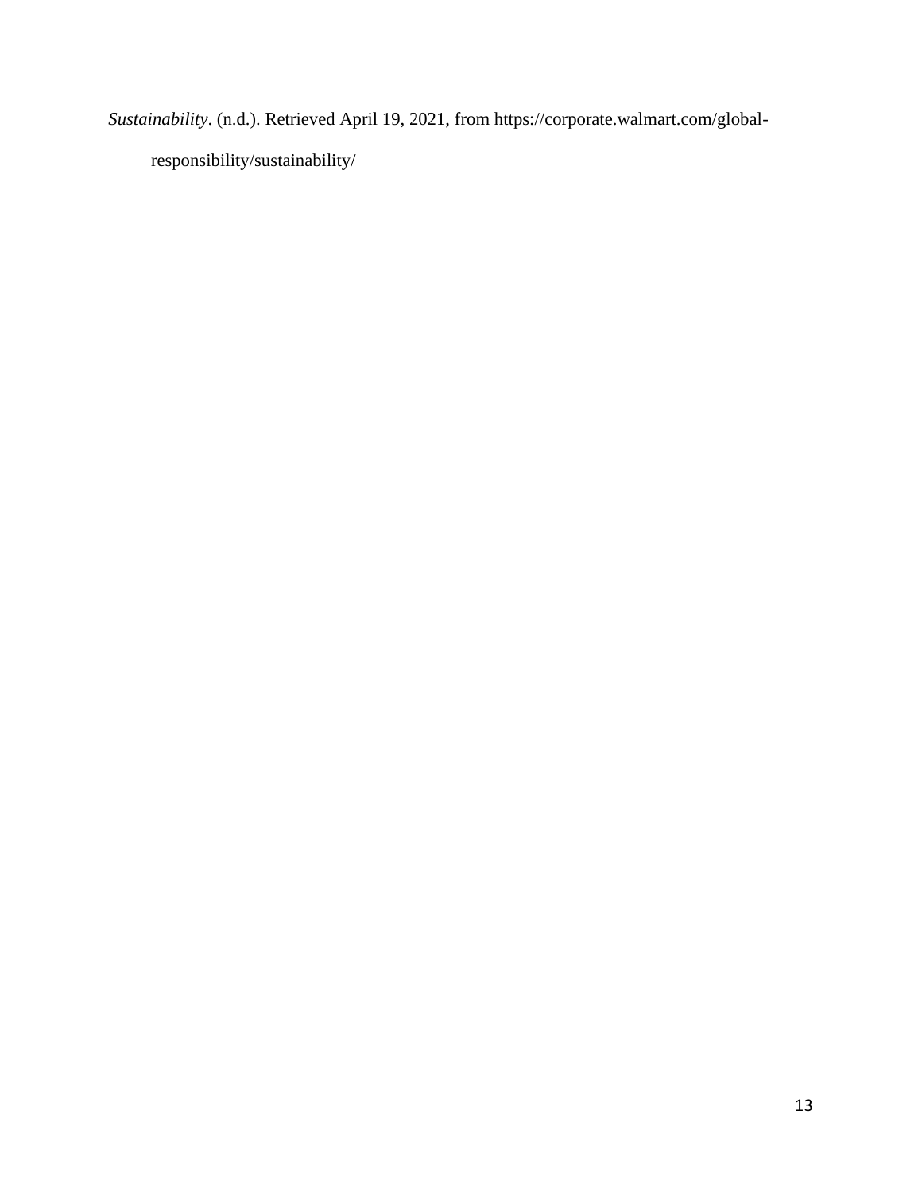*Sustainability*. (n.d.). Retrieved April 19, 2021, from https://corporate.walmart.com/global-responsibility/sustainability/